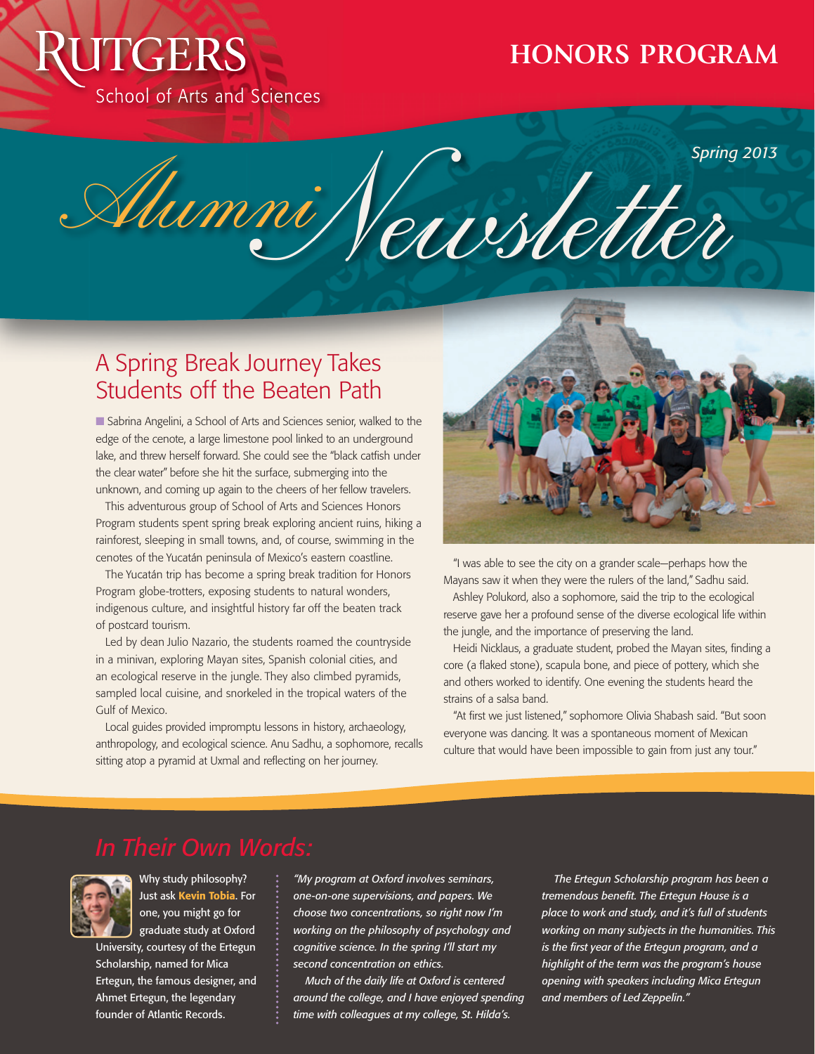# Rutgers School of Arts and Sciences

## HONORS PROGRAM

*Spring 2013*

# Alumni Newsletter

## A Spring Break Journey Takes Students off the Beaten Path

Sabrina Angelini, a School of Arts and Sciences senior, walked to the edge of the cenote, a large limestone pool linked to an underground lake, and threw herself forward. She could see the "black catfish under the clear water" before she hit the surface, submerging into the unknown, and coming up again to the cheers of her fellow travelers.

This adventurous group of School of Arts and Sciences Honors Program students spent spring break exploring ancient ruins, hiking a rainforest, sleeping in small towns, and, of course, swimming in the cenotes of the Yucatán peninsula of Mexico's eastern coastline.

The Yucatán trip has become a spring break tradition for Honors Program globe-trotters, exposing students to natural wonders, indigenous culture, and insightful history far off the beaten track of postcard tourism.

Led by dean Julio Nazario, the students roamed the countryside in a minivan, exploring Mayan sites, Spanish colonial cities, and an ecological reserve in the jungle. They also climbed pyramids, sampled local cuisine, and snorkeled in the tropical waters of the Gulf of Mexico.

Local guides provided impromptu lessons in history, archaeology, anthropology, and ecological science. Anu Sadhu, a sophomore, recalls sitting atop a pyramid at Uxmal and reflecting on her journey.

"I was able to see the city on a grander scale—perhaps how the Mayans saw it when they were the rulers of the land," Sadhu said.

Ashley Polukord, also a sophomore, said the trip to the ecological reserve gave her a profound sense of the diverse ecological life within the jungle, and the importance of preserving the land.

Heidi Nicklaus, a graduate student, probed the Mayan sites, finding a core (a flaked stone), scapula bone, and piece of pottery, which she and others worked to identify. One evening the students heard the strains of a salsa band.

"At first we just listened," sophomore Olivia Shabash said. "But soon everyone was dancing. It was a spontaneous moment of Mexican culture that would have been impossible to gain from just any tour."

## *In Their Own Words:*

Why study philosophy? Just ask **Kevin Tobia**. For one, you might go for graduate study at Oxford University, courtesy of the Ertegun Scholarship, named for Mica Ertegun, the famous designer, and Ahmet Ertegun, the legendary founder of Atlantic Records.

*"My program at Oxford involves seminars, one-on-one supervisions, and papers. We choose two concentrations, so right now I'm working on the philosophy of psychology and cognitive science. In the spring I'll start my second concentration on ethics.*

*Much of the daily life at Oxford is centered around the college, and I have enjoyed spending time with colleagues at my college, St. Hilda's.*

*The Ertegun Scholarship program has been a tremendous benefit. The Ertegun House is a place to work and study, and it's full of students working on many subjects in the humanities. This is the first year of the Ertegun program, and a highlight of the term was the program's house opening with speakers including Mica Ertegun and members of Led Zeppelin."*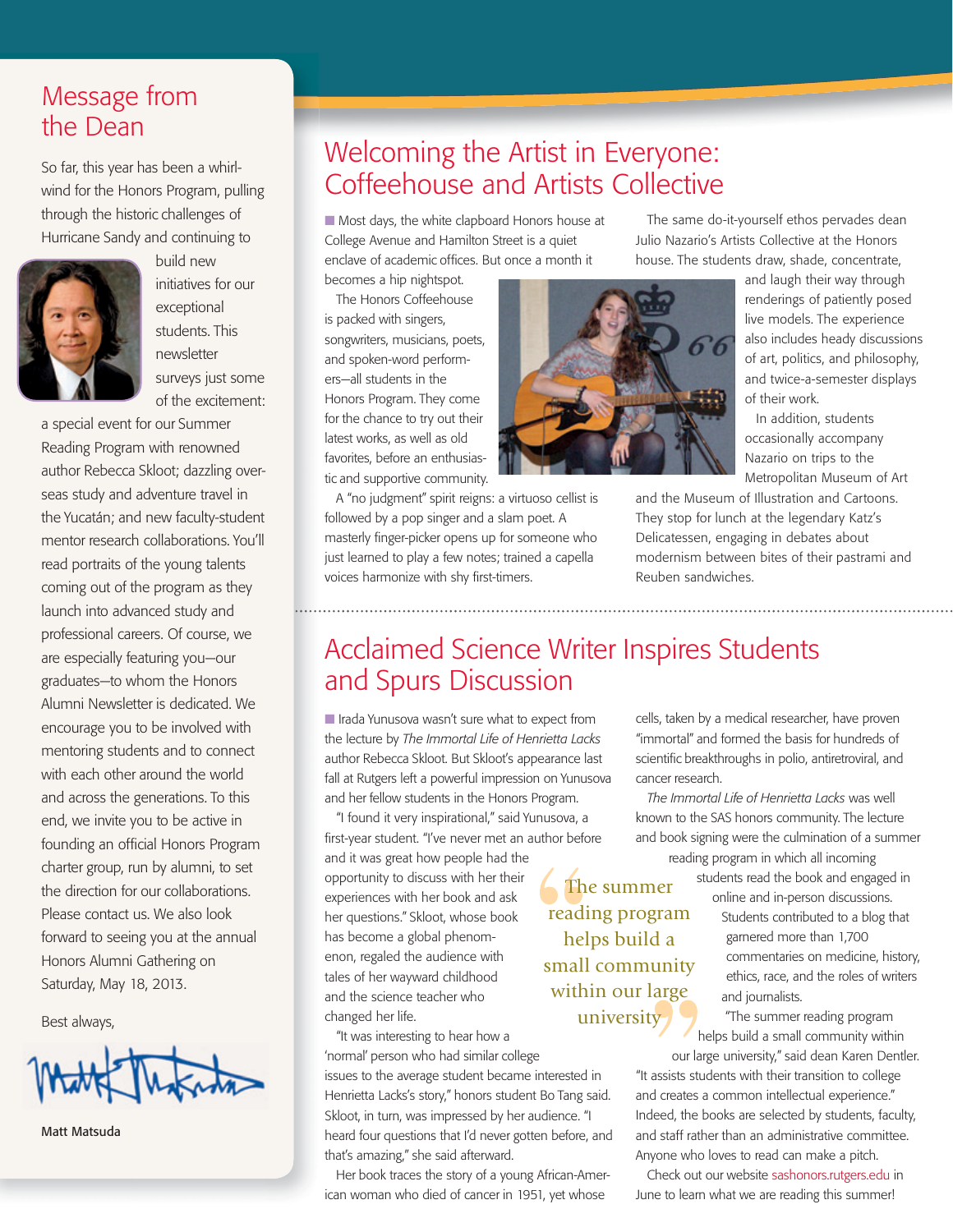## Message from the Dean

So far, this year has been a whirlwind for the Honors Program, pulling through the historic challenges of Hurricane Sandy and continuing to build new initiatives for our exceptional students. This newsletter surveys just some of the excitement: a special event for our Summer Reading Program with renowned author Rebecca Skloot; dazzling overseas study and adventure travel in the Yucatán; and new faculty-student mentor research collaborations. You'll read portraits of the young talents coming out of the program as they launch into advanced study and professional careers. Of course, we are especially featuring you—our graduates—to whom the Honors Alumni Newsletter is dedicated. We encourage you to be involved with mentoring students and to connect with each other around the world and across the generations. To this end, we invite you to be active in founding an official Honors Program charter group, run by alumni, to set the direction for our collaborations. Please contact us. We also look forward to seeing you at the annual Honors Alumni Gathering on Saturday, May 18, 2013.

Best always,

Matt Matsuda

## Welcoming the Artist in Everyone: Coffeehouse and Artists Collective

Most days, the white clapboard Honors house at College Avenue and Hamilton Street is a quiet enclave of academic offices. But once a month it becomes a hip nightspot.

The Honors Coffeehouse is packed with singers, songwriters, musicians, poets, and spoken-word performers—all students in the Honors Program. They come for the chance to try out their latest works, as well as old favorites, before an enthusiastic and supportive community.

A "no judgment" spirit reigns: a virtuoso cellist is followed by a pop singer and a slam poet. A masterly finger-picker opens up for someone who just learned to play a few notes; trained a capella voices harmonize with shy first-timers.

The same do-it-yourself ethos pervades dean Julio Nazario's Artists Collective at the Honors house. The students draw, shade, concentrate, and laugh their way through renderings of patiently posed live models. The experience also includes heady discussions of art, politics, and philosophy, and twice-a-semester displays of their work.

In addition, students occasionally accompany Nazario on trips to the Metropolitan Museum of Art and the Museum of Illustration and Cartoons. They stop for lunch at the legendary Katz's Delicatessen, engaging in debates about modernism between bites of their pastrami and Reuben sandwiches.

## Acclaimed Science Writer Inspires Students and Spurs Discussion

Irada Yunusova wasn't sure what to expect from the lecture by *The Immortal Life of Henrietta Lacks* author Rebecca Skloot. But Skloot's appearance last fall at Rutgers left a powerful impression on Yunusova and her fellow students in the Honors Program.

"I found it very inspirational," said Yunusova, a first-year student. "I've never met an author before and it was great how people had the opportunity to discuss with her their experiences with her book and ask her questions." Skloot, whose book has become a global phenomenon, regaled the audience with tales of her wayward childhood and the science teacher who changed her life.

"It was interesting to hear how a 'normal' person who had similar college issues to the average student became interested in Henrietta Lacks's story," honors student Bo Tang said. Skloot, in turn, was impressed by her audience. "I heard four questions that I'd never gotten before, and that's amazing," she said afterward.

Her book traces the story of a young African-American woman who died of cancer in 1951, yet whose cells, taken by a medical researcher, have proven "immortal" and formed the basis for hundreds of scientific breakthroughs in polio, antiretroviral, and cancer research.

> "The summer reading program helps build a small community within our large university"

*The Immortal Life of Henrietta Lacks* was well known to the SAS honors community. The lecture and book signing were the culmination of a summer reading program in which all incoming students read the book and engaged in online and in-person discussions. Students contributed to a blog that garnered more than 1,700 commentaries on medicine, history, ethics, race, and the roles of writers and journalists.

"The summer reading program helps build a small community within our large university," said dean Karen Dentler. "It assists students with their transition to college and creates a common intellectual experience." Indeed, the books are selected by students, faculty, and staff rather than an administrative committee. Anyone who loves to read can make a pitch.

Check out our website sashonors.rutgers.edu in June to learn what we are reading this summer!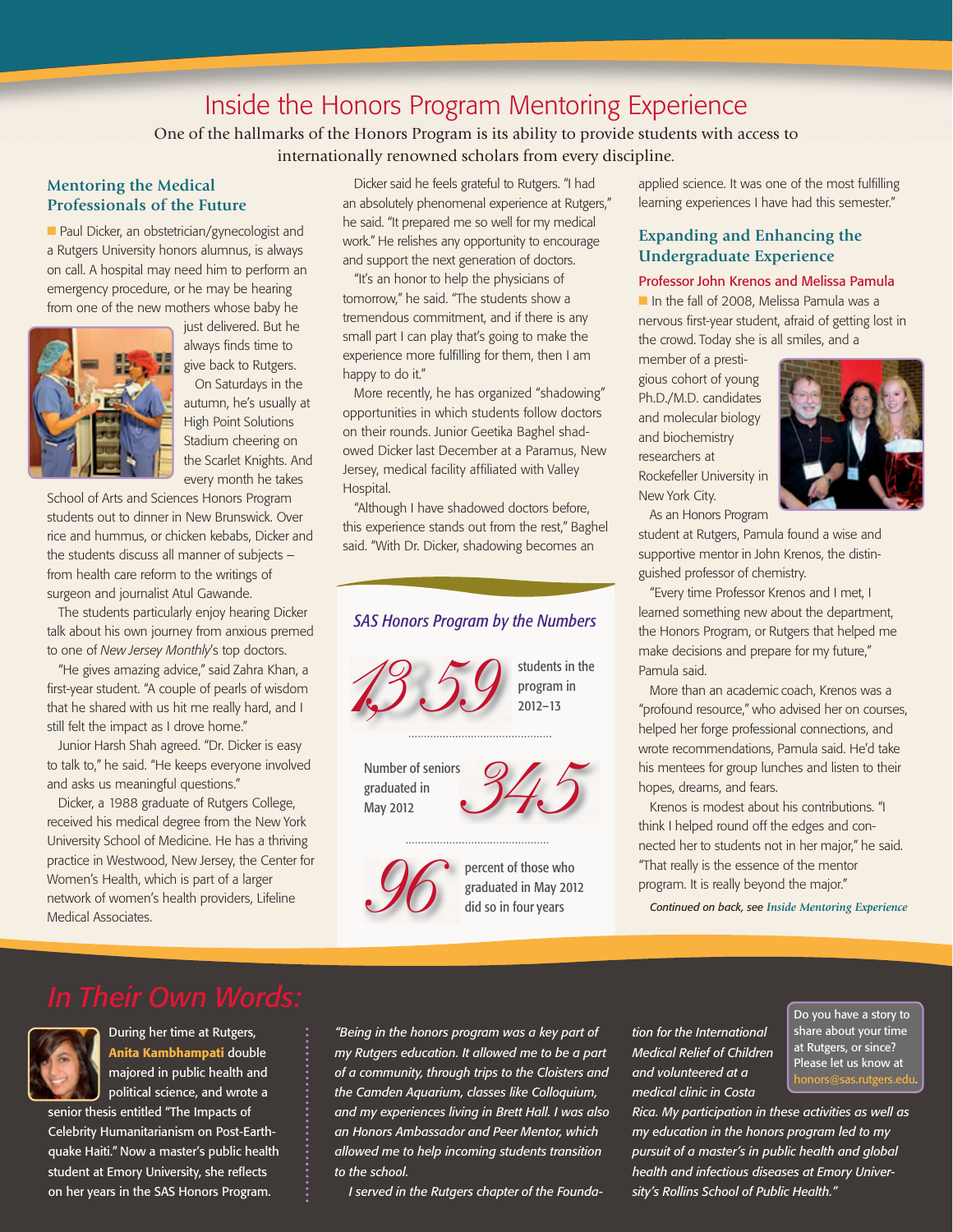# Inside the Honors Program Mentoring Experience

One of the hallmarks of the Honors Program is its ability to provide students with access to internationally renowned scholars from every discipline.

## Mentoring the Medical Professionals of the Future

Paul Dicker, an obstetrician/gynecologist and a Rutgers University honors alumnus, is always on call. A hospital may need him to perform an emergency procedure, or he may be hearing from one of the new mothers whose baby he just delivered. But he always finds time to give back to Rutgers.

On Saturdays in the autumn, he's usually at High Point Solutions Stadium cheering on the Scarlet Knights. And every month he takes School of Arts and Sciences Honors Program students out to dinner in New Brunswick. Over rice and hummus, or chicken kebabs, Dicker and the students discuss all manner of subjects – from health care reform to the writings of surgeon and journalist Atul Gawande.

The students particularly enjoy hearing Dicker talk about his own journey from anxious premed to one of *New Jersey Monthly*'s top doctors.

"He gives amazing advice," said Zahra Khan, a first-year student. "A couple of pearls of wisdom that he shared with us hit me really hard, and I still felt the impact as I drove home."

Junior Harsh Shah agreed. "Dr. Dicker is easy to talk to," he said. "He keeps everyone involved and asks us meaningful questions."

Dicker, a 1988 graduate of Rutgers College, received his medical degree from the New York University School of Medicine. He has a thriving practice in Westwood, New Jersey, the Center for Women's Health, which is part of a larger network of women's health providers, Lifeline Medical Associates.

Dicker said he feels grateful to Rutgers. "I had an absolutely phenomenal experience at Rutgers," he said. "It prepared me so well for my medical work." He relishes any opportunity to encourage and support the next generation of doctors.

"It's an honor to help the physicians of tomorrow," he said. "The students show a tremendous commitment, and if there is any small part I can play that's going to make the experience more fulfilling for them, then I am happy to do it."

More recently, he has organized "shadowing" opportunities in which students follow doctors on their rounds. Junior Geetika Baghel shadowed Dicker last December at a Paramus, New Jersey, medical facility affiliated with Valley Hospital.

"Although I have shadowed doctors before, this experience stands out from the rest," Baghel said. "With Dr. Dicker, shadowing becomes an applied science. It was one of the most fulfilling learning experiences I have had this semester."

### SAS Honors Program by the Numbers

**1,359** students in the program in 2012–13

Number of seniors graduated in May 2012 **345**

**96** percent of those who graduated in May 2012 did so in four years

## Expanding and Enhancing the Undergraduate Experience

### Professor John Krenos and Melissa Pamula

In the fall of 2008, Melissa Pamula was a nervous first-year student, afraid of getting lost in the crowd. Today she is all smiles, and a member of a prestigious cohort of young Ph.D./M.D. candidates and molecular biology and biochemistry researchers at Rockefeller University in New York City.

As an Honors Program student at Rutgers, Pamula found a wise and supportive mentor in John Krenos, the distinguished professor of chemistry.

"Every time Professor Krenos and I met, I learned something new about the department, the Honors Program, or Rutgers that helped me make decisions and prepare for my future," Pamula said.

More than an academic coach, Krenos was a "profound resource," who advised her on courses, helped her forge professional connections, and wrote recommendations, Pamula said. He'd take his mentees for group lunches and listen to their hopes, dreams, and fears.

Krenos is modest about his contributions. "I think I helped round off the edges and connected her to students not in her major," he said. "That really is the essence of the mentor program. It is really beyond the major."

*Continued on back, see Inside Mentoring Experience*

## In Their Own Words:

During her time at Rutgers, **Anita Kambhampati** double majored in public health and political science, and wrote a senior thesis entitled "The Impacts of Celebrity Humanitarianism on Post-Earthquake Haiti." Now a master's public health student at Emory University, she reflects on her years in the SAS Honors Program.

*"Being in the honors program was a key part of my Rutgers education. It allowed me to be a part of a community, through trips to the Cloisters and the Camden Aquarium, classes like Colloquium, and my experiences living in Brett Hall. I was also an Honors Ambassador and Peer Mentor, which allowed me to help incoming students transition to the school.*

*I served in the Rutgers chapter of the Foundation for the International Medical Relief of Children and volunteered at a medical clinic in Costa Rica. My participation in these activities as well as my education in the honors program led to my pursuit of a master's in public health and global health and infectious diseases at Emory University's Rollins School of Public Health."*

Do you have a story to share about your time at Rutgers, or since? Please let us know at honors@sas.rutgers.edu.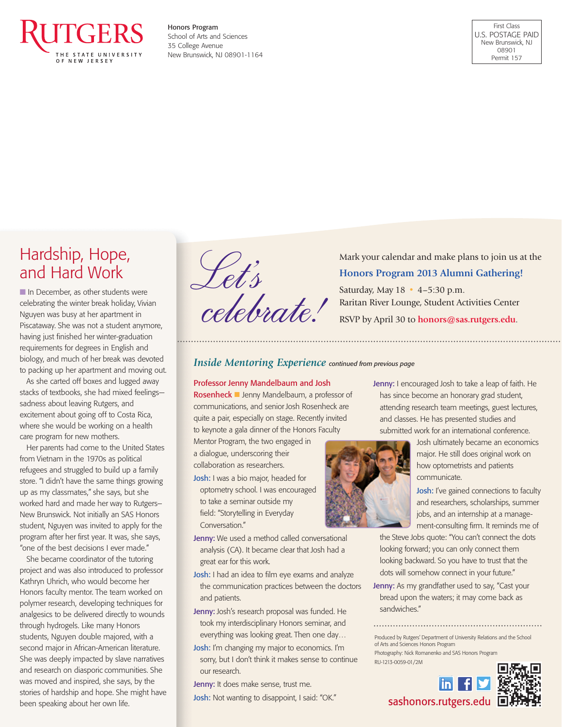RUTGERS
THE STATE UNIVERSITY OF NEW JERSEY

Honors Program
School of Arts and Sciences
35 College Avenue
New Brunswick, NJ 08901-1164

First Class
U.S. POSTAGE PAID
New Brunswick, NJ
08901
Permit 157

## Hardship, Hope, and Hard Work

In December, as other students were celebrating the winter break holiday, Vivian Nguyen was busy at her apartment in Piscataway. She was not a student anymore, having just finished her winter-graduation requirements for degrees in English and biology, and much of her break was devoted to packing up her apartment and moving out.

As she carted off boxes and lugged away stacks of textbooks, she had mixed feelings—sadness about leaving Rutgers, and excitement about going off to Costa Rica, where she would be working on a health care program for new mothers.

Her parents had come to the United States from Vietnam in the 1970s as political refugees and struggled to build up a family store. "I didn't have the same things growing up as my classmates," she says, but she worked hard and made her way to Rutgers–New Brunswick. Not initially an SAS Honors student, Nguyen was invited to apply for the program after her first year. It was, she says, "one of the best decisions I ever made."

She became coordinator of the tutoring project and was also introduced to professor Kathryn Uhrich, who would become her Honors faculty mentor. The team worked on polymer research, developing techniques for analgesics to be delivered directly to wounds through hydrogels. Like many Honors students, Nguyen double majored, with a second major in African-American literature. She was deeply impacted by slave narratives and research on diasporic communities. She was moved and inspired, she says, by the stories of hardship and hope. She might have been speaking about her own life.

## *Let's celebrate!*

Mark your calendar and make plans to join us at the

**Honors Program 2013 Alumni Gathering!**

Saturday, May 18 • 4–5:30 p.m.
Raritan River Lounge, Student Activities Center
RSVP by April 30 to **honors@sas.rutgers.edu**.

## *Inside Mentoring Experience* *continued from previous page*

**Professor Jenny Mandelbaum and Josh Rosenheck** Jenny Mandelbaum, a professor of communications, and senior Josh Rosenheck are quite a pair, especially on stage. Recently invited to keynote a gala dinner of the Honors Faculty Mentor Program, the two engaged in a dialogue, underscoring their collaboration as researchers.

**Josh:** I was a bio major, headed for optometry school. I was encouraged to take a seminar outside my field: "Storytelling in Everyday Conversation."

**Jenny:** We used a method called conversational analysis (CA). It became clear that Josh had a great ear for this work.

**Josh:** I had an idea to film eye exams and analyze the communication practices between the doctors and patients.

**Jenny:** Josh's research proposal was funded. He took my interdisciplinary Honors seminar, and everything was looking great. Then one day…

**Josh:** I'm changing my major to economics. I'm sorry, but I don't think it makes sense to continue our research.

**Jenny:** It does make sense, trust me.

**Josh:** Not wanting to disappoint, I said: "OK."

**Jenny:** I encouraged Josh to take a leap of faith. He has since become an honorary grad student, attending research team meetings, guest lectures, and classes. He has presented studies and submitted work for an international conference.

Josh ultimately became an economics major. He still does original work on how optometrists and patients communicate.

**Josh:** I've gained connections to faculty and researchers, scholarships, summer jobs, and an internship at a management-consulting firm. It reminds me of the Steve Jobs quote: "You can't connect the dots looking forward; you can only connect them looking backward. So you have to trust that the dots will somehow connect in your future."

**Jenny:** As my grandfather used to say, "Cast your bread upon the waters; it may come back as sandwiches."

Produced by Rutgers' Department of University Relations and the School of Arts and Sciences Honors Program
Photography: Nick Romanenko and SAS Honors Program
RU-1213-0059-01/2M

sashonors.rutgers.edu